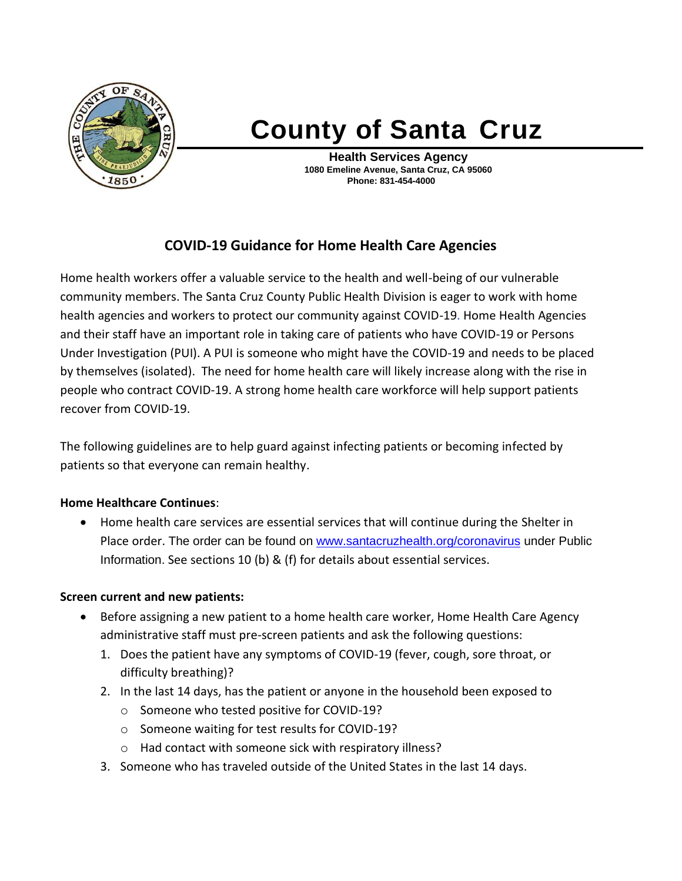# County of Santa Cruz

**Health Services Agency**
**1080 Emeline Avenue, Santa Cruz, CA 95060**
**Phone: 831-454-4000**

## COVID-19 Guidance for Home Health Care Agencies

Home health workers offer a valuable service to the health and well-being of our vulnerable community members. The Santa Cruz County Public Health Division is eager to work with home health agencies and workers to protect our community against COVID-19. Home Health Agencies and their staff have an important role in taking care of patients who have COVID-19 or Persons Under Investigation (PUI). A PUI is someone who might have the COVID-19 and needs to be placed by themselves (isolated). The need for home health care will likely increase along with the rise in people who contract COVID-19. A strong home health care workforce will help support patients recover from COVID-19.

The following guidelines are to help guard against infecting patients or becoming infected by patients so that everyone can remain healthy.

**Home Healthcare Continues**:

- Home health care services are essential services that will continue during the Shelter in Place order. The order can be found on www.santacruzhealth.org/coronavirus under Public Information. See sections 10 (b) & (f) for details about essential services.

**Screen current and new patients:**

- Before assigning a new patient to a home health care worker, Home Health Care Agency administrative staff must pre-screen patients and ask the following questions:
  1. Does the patient have any symptoms of COVID-19 (fever, cough, sore throat, or difficulty breathing)?
  2. In the last 14 days, has the patient or anyone in the household been exposed to
     - Someone who tested positive for COVID-19?
     - Someone waiting for test results for COVID-19?
     - Had contact with someone sick with respiratory illness?
  3. Someone who has traveled outside of the United States in the last 14 days.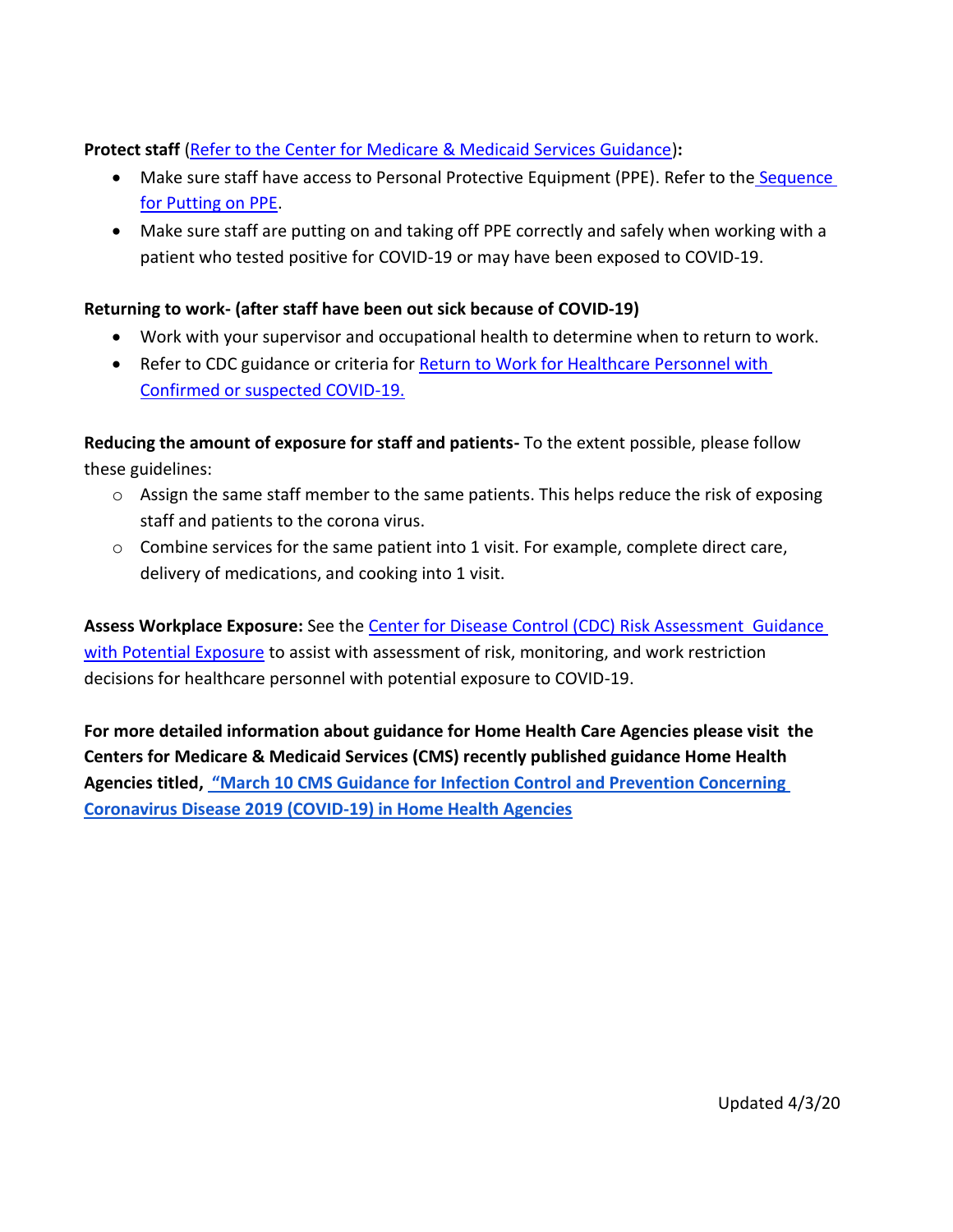**Protect staff** (Refer to the Center for Medicare & Medicaid Services Guidance)**:**

- Make sure staff have access to Personal Protective Equipment (PPE). Refer to the Sequence for Putting on PPE.
- Make sure staff are putting on and taking off PPE correctly and safely when working with a patient who tested positive for COVID-19 or may have been exposed to COVID-19.

**Returning to work- (after staff have been out sick because of COVID-19)**

- Work with your supervisor and occupational health to determine when to return to work.
- Refer to CDC guidance or criteria for Return to Work for Healthcare Personnel with Confirmed or suspected COVID-19.

**Reducing the amount of exposure for staff and patients-** To the extent possible, please follow these guidelines:

- Assign the same staff member to the same patients. This helps reduce the risk of exposing staff and patients to the corona virus.
- Combine services for the same patient into 1 visit. For example, complete direct care, delivery of medications, and cooking into 1 visit.

**Assess Workplace Exposure:** See the Center for Disease Control (CDC) Risk Assessment Guidance with Potential Exposure to assist with assessment of risk, monitoring, and work restriction decisions for healthcare personnel with potential exposure to COVID-19.

**For more detailed information about guidance for Home Health Care Agencies please visit the Centers for Medicare & Medicaid Services (CMS) recently published guidance Home Health Agencies titled, "March 10 CMS Guidance for Infection Control and Prevention Concerning Coronavirus Disease 2019 (COVID-19) in Home Health Agencies**

Updated 4/3/20